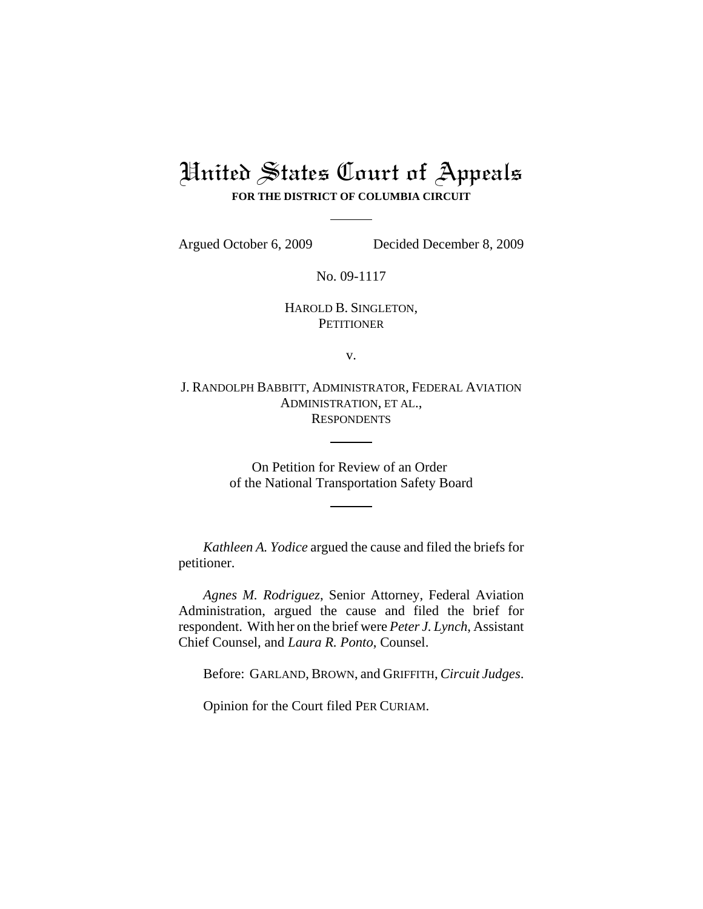# United States Court of Appeals

**FOR THE DISTRICT OF COLUMBIA CIRCUIT**

---

Argued October 6, 2009 Decided December 8, 2009

No. 09-1117

HAROLD B. SINGLETON,
PETITIONER

v.

J. RANDOLPH BABBITT, ADMINISTRATOR, FEDERAL AVIATION ADMINISTRATION, ET AL.,
RESPONDENTS

---

On Petition for Review of an Order
of the National Transportation Safety Board

---

*Kathleen A. Yodice* argued the cause and filed the briefs for petitioner.

*Agnes M. Rodriguez*, Senior Attorney, Federal Aviation Administration, argued the cause and filed the brief for respondent. With her on the brief were *Peter J. Lynch*, Assistant Chief Counsel, and *Laura R. Ponto*, Counsel.

Before: GARLAND, BROWN, and GRIFFITH, *Circuit Judges*.

Opinion for the Court filed PER CURIAM.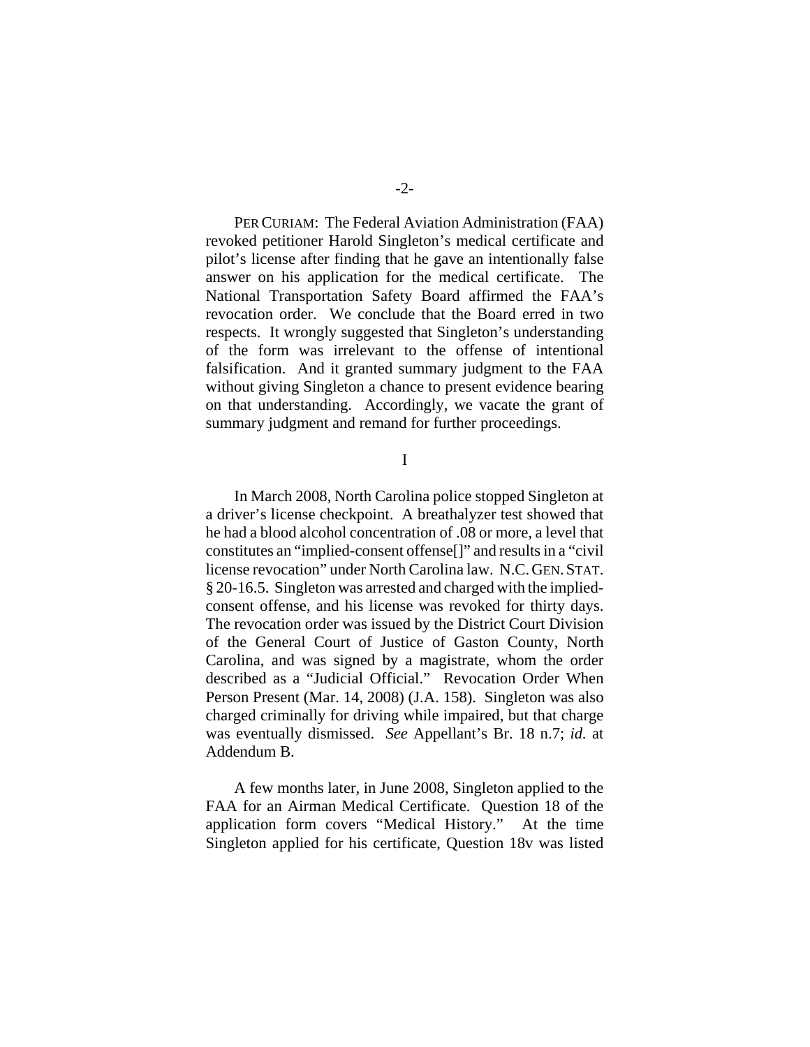PER CURIAM: The Federal Aviation Administration (FAA) revoked petitioner Harold Singleton's medical certificate and pilot's license after finding that he gave an intentionally false answer on his application for the medical certificate. The National Transportation Safety Board affirmed the FAA's revocation order. We conclude that the Board erred in two respects. It wrongly suggested that Singleton's understanding of the form was irrelevant to the offense of intentional falsification. And it granted summary judgment to the FAA without giving Singleton a chance to present evidence bearing on that understanding. Accordingly, we vacate the grant of summary judgment and remand for further proceedings.

I

In March 2008, North Carolina police stopped Singleton at a driver's license checkpoint. A breathalyzer test showed that he had a blood alcohol concentration of .08 or more, a level that constitutes an "implied-consent offense[]" and results in a "civil license revocation" under North Carolina law. N.C. GEN. STAT. § 20-16.5. Singleton was arrested and charged with the implied-consent offense, and his license was revoked for thirty days. The revocation order was issued by the District Court Division of the General Court of Justice of Gaston County, North Carolina, and was signed by a magistrate, whom the order described as a "Judicial Official." Revocation Order When Person Present (Mar. 14, 2008) (J.A. 158). Singleton was also charged criminally for driving while impaired, but that charge was eventually dismissed. *See* Appellant's Br. 18 n.7; *id.* at Addendum B.

A few months later, in June 2008, Singleton applied to the FAA for an Airman Medical Certificate. Question 18 of the application form covers "Medical History." At the time Singleton applied for his certificate, Question 18v was listed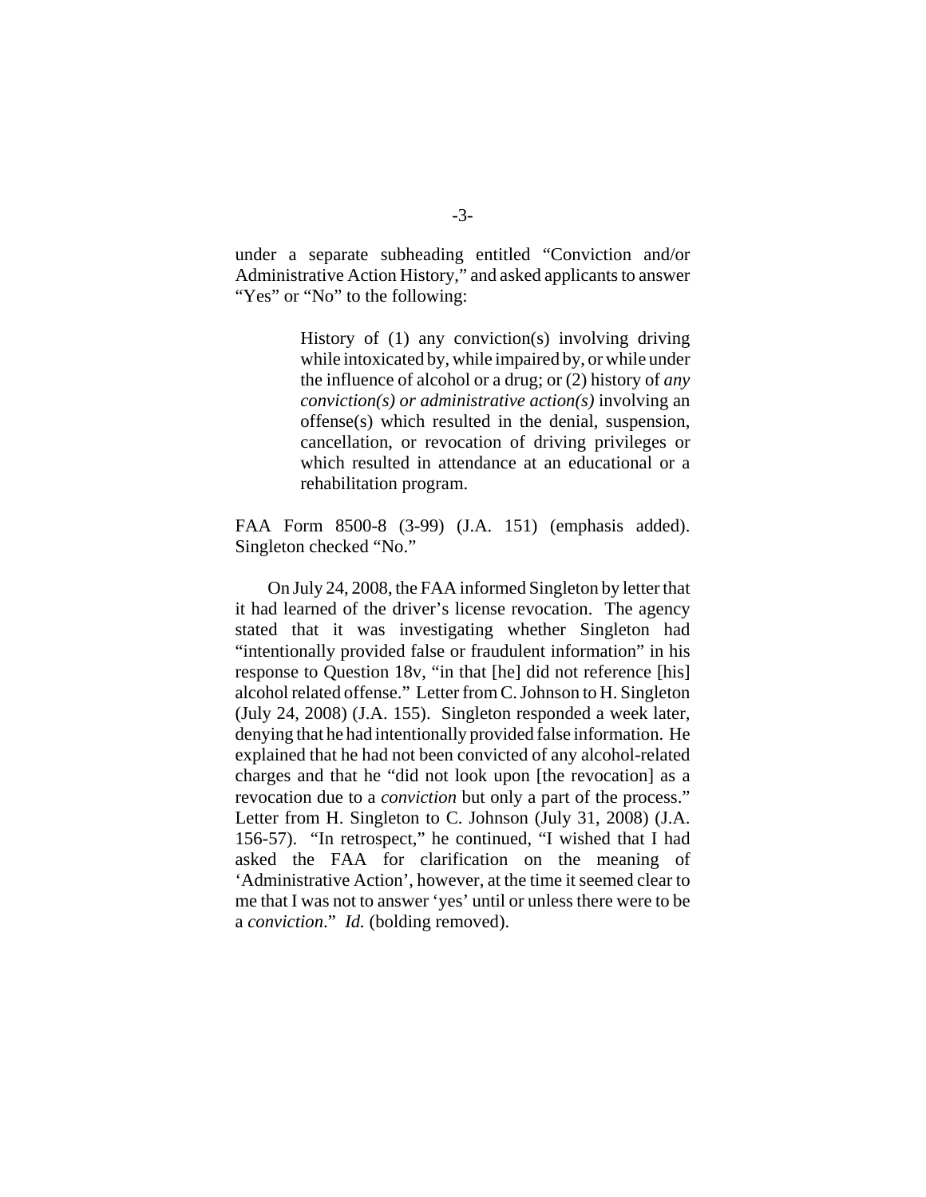under a separate subheading entitled "Conviction and/or Administrative Action History," and asked applicants to answer "Yes" or "No" to the following:

> History of (1) any conviction(s) involving driving while intoxicated by, while impaired by, or while under the influence of alcohol or a drug; or (2) history of *any conviction(s) or administrative action(s)* involving an offense(s) which resulted in the denial, suspension, cancellation, or revocation of driving privileges or which resulted in attendance at an educational or a rehabilitation program.

FAA Form 8500-8 (3-99) (J.A. 151) (emphasis added). Singleton checked "No."

On July 24, 2008, the FAA informed Singleton by letter that it had learned of the driver's license revocation. The agency stated that it was investigating whether Singleton had "intentionally provided false or fraudulent information" in his response to Question 18v, "in that [he] did not reference [his] alcohol related offense." Letter from C. Johnson to H. Singleton (July 24, 2008) (J.A. 155). Singleton responded a week later, denying that he had intentionally provided false information. He explained that he had not been convicted of any alcohol-related charges and that he "did not look upon [the revocation] as a revocation due to a *conviction* but only a part of the process." Letter from H. Singleton to C. Johnson (July 31, 2008) (J.A. 156-57). "In retrospect," he continued, "I wished that I had asked the FAA for clarification on the meaning of 'Administrative Action', however, at the time it seemed clear to me that I was not to answer 'yes' until or unless there were to be a *conviction*." *Id.* (bolding removed).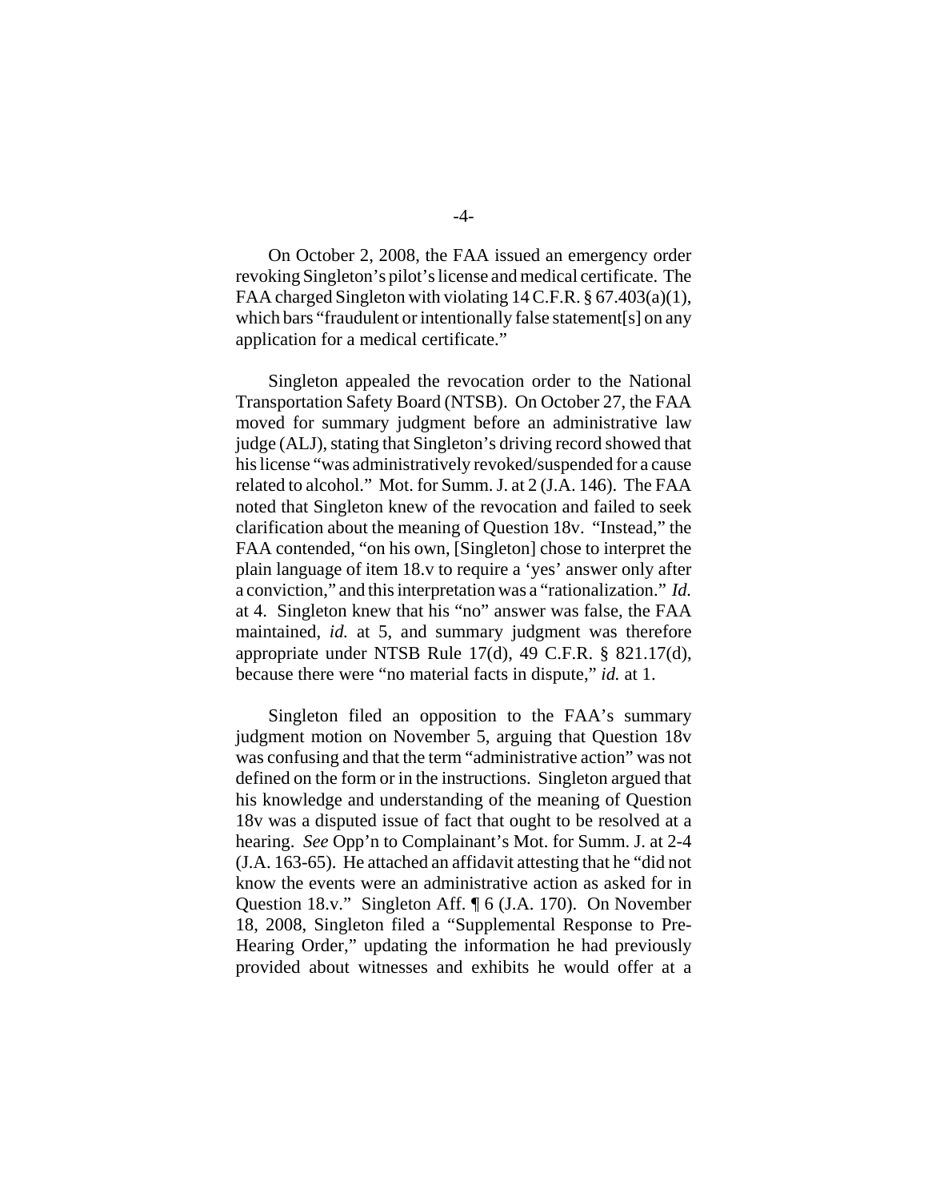On October 2, 2008, the FAA issued an emergency order revoking Singleton's pilot's license and medical certificate. The FAA charged Singleton with violating 14 C.F.R. § 67.403(a)(1), which bars "fraudulent or intentionally false statement[s] on any application for a medical certificate."

Singleton appealed the revocation order to the National Transportation Safety Board (NTSB). On October 27, the FAA moved for summary judgment before an administrative law judge (ALJ), stating that Singleton's driving record showed that his license "was administratively revoked/suspended for a cause related to alcohol." Mot. for Summ. J. at 2 (J.A. 146). The FAA noted that Singleton knew of the revocation and failed to seek clarification about the meaning of Question 18v. "Instead," the FAA contended, "on his own, [Singleton] chose to interpret the plain language of item 18.v to require a 'yes' answer only after a conviction," and this interpretation was a "rationalization." *Id.* at 4. Singleton knew that his "no" answer was false, the FAA maintained, *id.* at 5, and summary judgment was therefore appropriate under NTSB Rule 17(d), 49 C.F.R. § 821.17(d), because there were "no material facts in dispute," *id.* at 1.

Singleton filed an opposition to the FAA's summary judgment motion on November 5, arguing that Question 18v was confusing and that the term "administrative action" was not defined on the form or in the instructions. Singleton argued that his knowledge and understanding of the meaning of Question 18v was a disputed issue of fact that ought to be resolved at a hearing. *See* Opp'n to Complainant's Mot. for Summ. J. at 2-4 (J.A. 163-65). He attached an affidavit attesting that he "did not know the events were an administrative action as asked for in Question 18.v." Singleton Aff. ¶ 6 (J.A. 170). On November 18, 2008, Singleton filed a "Supplemental Response to Pre-Hearing Order," updating the information he had previously provided about witnesses and exhibits he would offer at a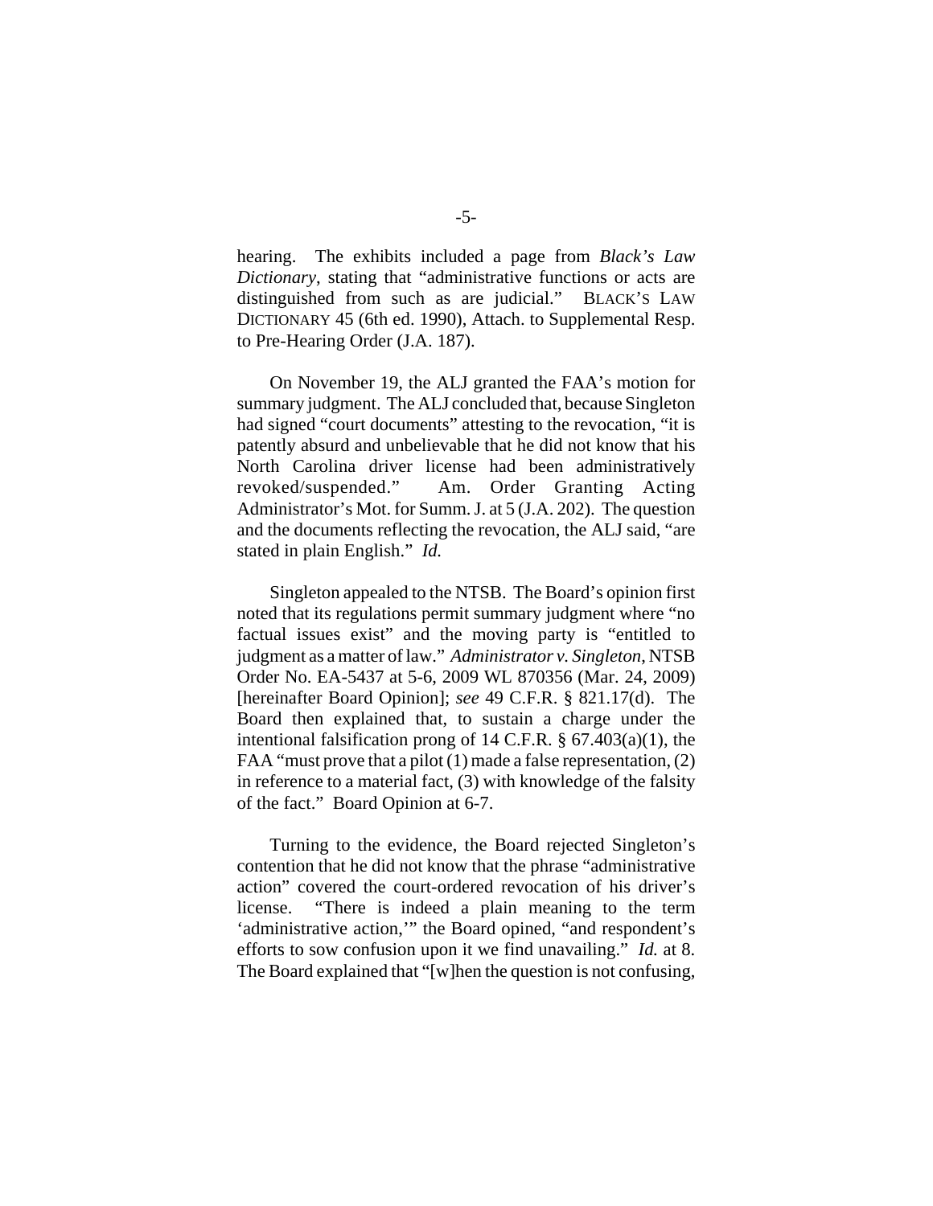hearing. The exhibits included a page from *Black's Law Dictionary*, stating that "administrative functions or acts are distinguished from such as are judicial." BLACK'S LAW DICTIONARY 45 (6th ed. 1990), Attach. to Supplemental Resp. to Pre-Hearing Order (J.A. 187).

On November 19, the ALJ granted the FAA's motion for summary judgment. The ALJ concluded that, because Singleton had signed "court documents" attesting to the revocation, "it is patently absurd and unbelievable that he did not know that his North Carolina driver license had been administratively revoked/suspended." Am. Order Granting Acting Administrator's Mot. for Summ. J. at 5 (J.A. 202). The question and the documents reflecting the revocation, the ALJ said, "are stated in plain English." *Id.*

Singleton appealed to the NTSB. The Board's opinion first noted that its regulations permit summary judgment where "no factual issues exist" and the moving party is "entitled to judgment as a matter of law." *Administrator v. Singleton*, NTSB Order No. EA-5437 at 5-6, 2009 WL 870356 (Mar. 24, 2009) [hereinafter Board Opinion]; *see* 49 C.F.R. § 821.17(d). The Board then explained that, to sustain a charge under the intentional falsification prong of 14 C.F.R. § 67.403(a)(1), the FAA "must prove that a pilot (1) made a false representation, (2) in reference to a material fact, (3) with knowledge of the falsity of the fact." Board Opinion at 6-7.

Turning to the evidence, the Board rejected Singleton's contention that he did not know that the phrase "administrative action" covered the court-ordered revocation of his driver's license. "There is indeed a plain meaning to the term 'administrative action,'" the Board opined, "and respondent's efforts to sow confusion upon it we find unavailing." *Id.* at 8. The Board explained that "[w]hen the question is not confusing,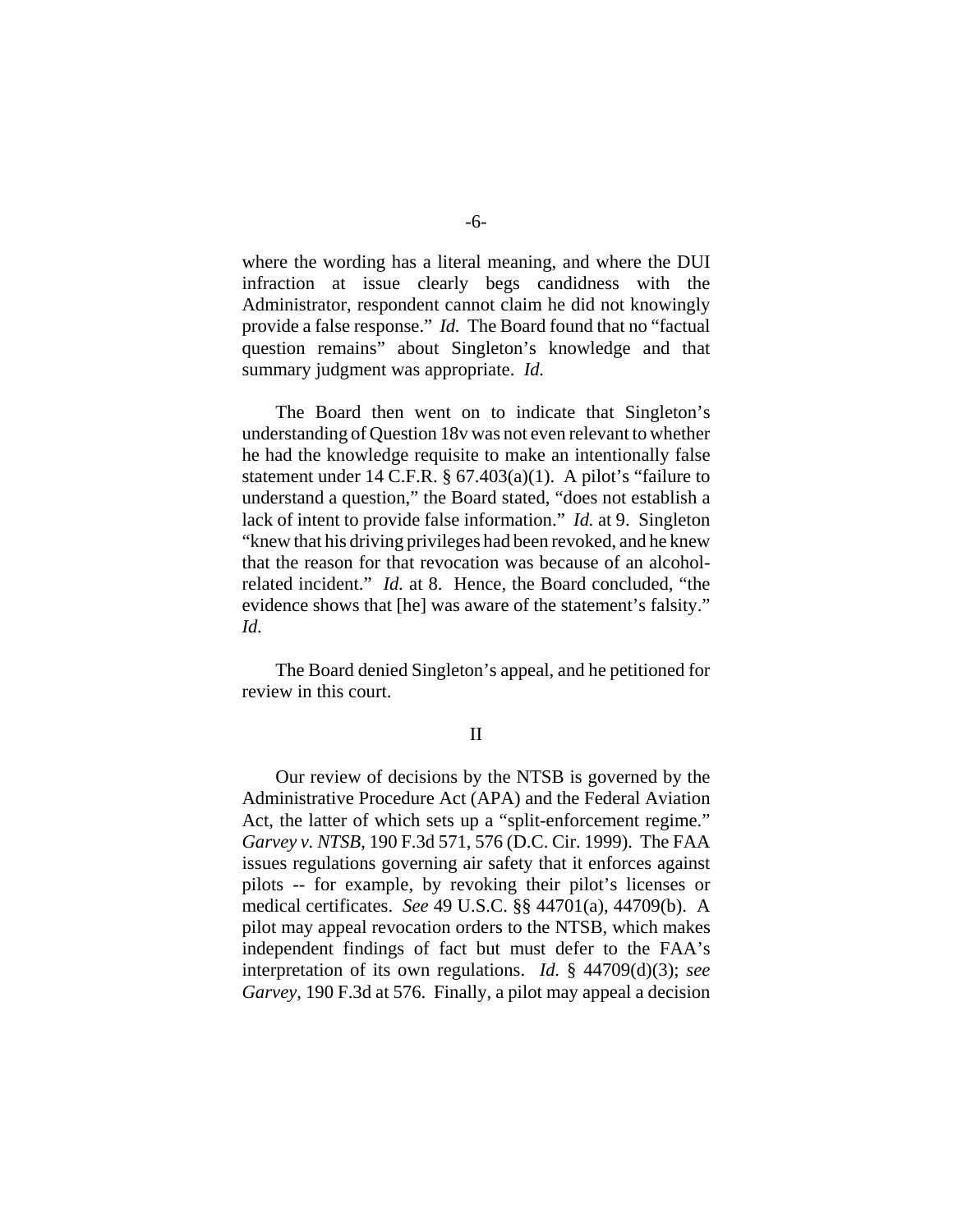where the wording has a literal meaning, and where the DUI infraction at issue clearly begs candidness with the Administrator, respondent cannot claim he did not knowingly provide a false response." *Id.* The Board found that no "factual question remains" about Singleton's knowledge and that summary judgment was appropriate. *Id.*

The Board then went on to indicate that Singleton's understanding of Question 18v was not even relevant to whether he had the knowledge requisite to make an intentionally false statement under 14 C.F.R. § 67.403(a)(1). A pilot's "failure to understand a question," the Board stated, "does not establish a lack of intent to provide false information." *Id.* at 9. Singleton "knew that his driving privileges had been revoked, and he knew that the reason for that revocation was because of an alcohol-related incident." *Id.* at 8. Hence, the Board concluded, "the evidence shows that [he] was aware of the statement's falsity." *Id.*

The Board denied Singleton's appeal, and he petitioned for review in this court.

## II

Our review of decisions by the NTSB is governed by the Administrative Procedure Act (APA) and the Federal Aviation Act, the latter of which sets up a "split-enforcement regime." *Garvey v. NTSB*, 190 F.3d 571, 576 (D.C. Cir. 1999). The FAA issues regulations governing air safety that it enforces against pilots -- for example, by revoking their pilot's licenses or medical certificates. *See* 49 U.S.C. §§ 44701(a), 44709(b). A pilot may appeal revocation orders to the NTSB, which makes independent findings of fact but must defer to the FAA's interpretation of its own regulations. *Id.* § 44709(d)(3); *see Garvey*, 190 F.3d at 576. Finally, a pilot may appeal a decision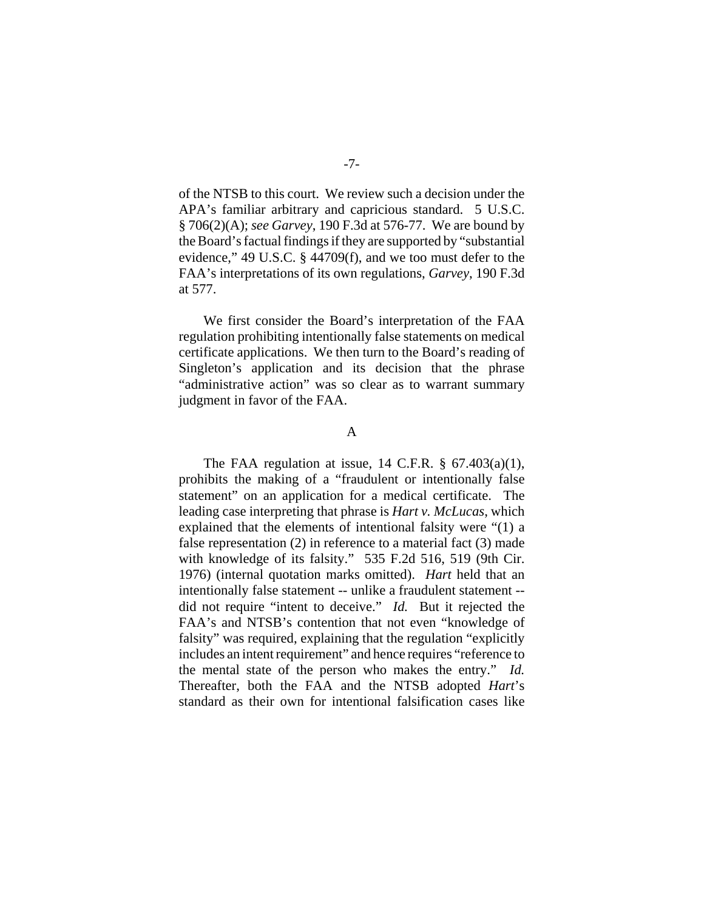of the NTSB to this court. We review such a decision under the APA's familiar arbitrary and capricious standard. 5 U.S.C. § 706(2)(A); *see Garvey*, 190 F.3d at 576-77. We are bound by the Board's factual findings if they are supported by "substantial evidence," 49 U.S.C. § 44709(f), and we too must defer to the FAA's interpretations of its own regulations, *Garvey*, 190 F.3d at 577.

We first consider the Board's interpretation of the FAA regulation prohibiting intentionally false statements on medical certificate applications. We then turn to the Board's reading of Singleton's application and its decision that the phrase "administrative action" was so clear as to warrant summary judgment in favor of the FAA.

## A

The FAA regulation at issue, 14 C.F.R. § 67.403(a)(1), prohibits the making of a "fraudulent or intentionally false statement" on an application for a medical certificate. The leading case interpreting that phrase is *Hart v. McLucas*, which explained that the elements of intentional falsity were "(1) a false representation (2) in reference to a material fact (3) made with knowledge of its falsity." 535 F.2d 516, 519 (9th Cir. 1976) (internal quotation marks omitted). *Hart* held that an intentionally false statement -- unlike a fraudulent statement -- did not require "intent to deceive." *Id.* But it rejected the FAA's and NTSB's contention that not even "knowledge of falsity" was required, explaining that the regulation "explicitly includes an intent requirement" and hence requires "reference to the mental state of the person who makes the entry." *Id.* Thereafter, both the FAA and the NTSB adopted *Hart*'s standard as their own for intentional falsification cases like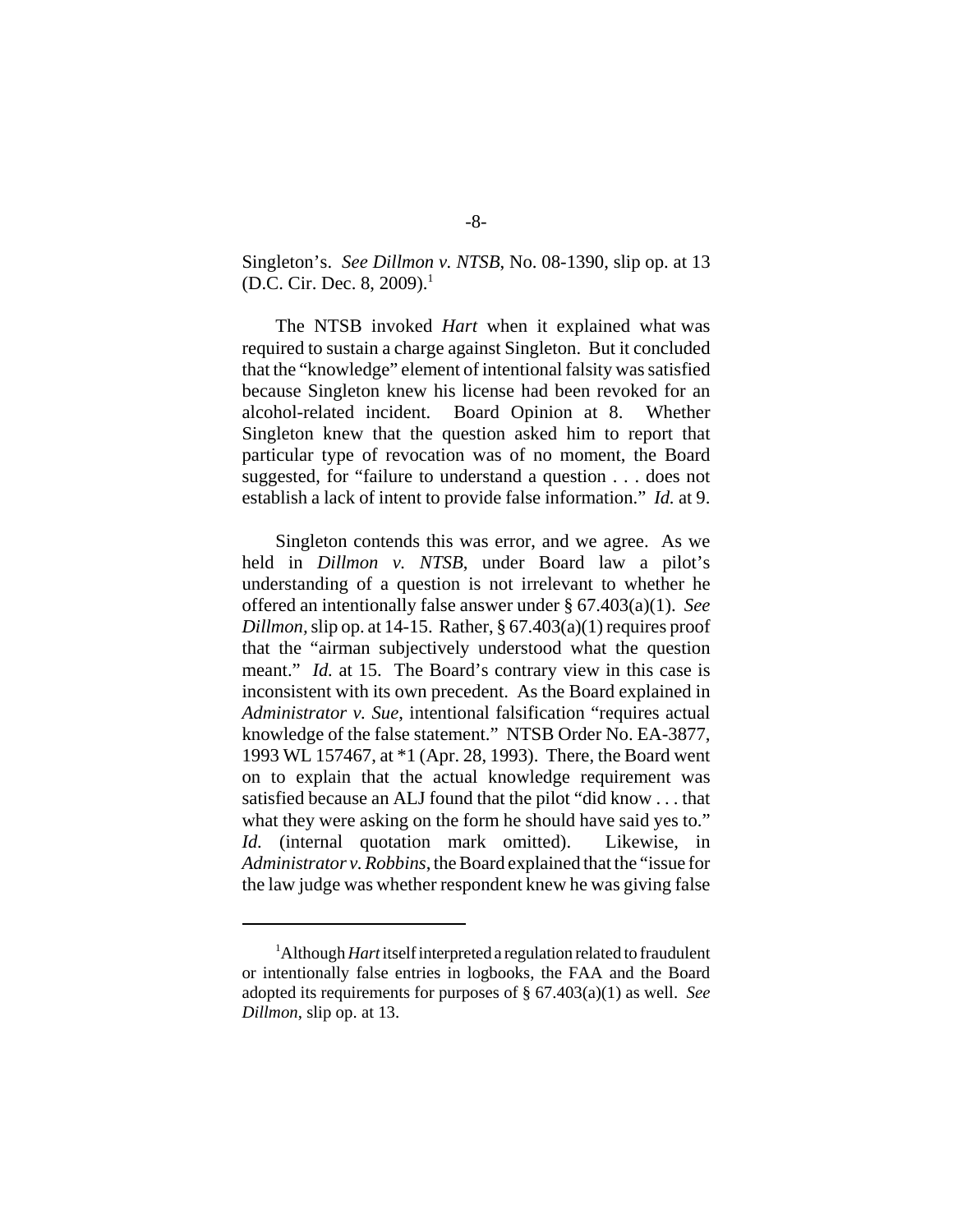Singleton's. *See Dillmon v. NTSB*, No. 08-1390, slip op. at 13 (D.C. Cir. Dec. 8, 2009).[1]

The NTSB invoked *Hart* when it explained what was required to sustain a charge against Singleton. But it concluded that the "knowledge" element of intentional falsity was satisfied because Singleton knew his license had been revoked for an alcohol-related incident. Board Opinion at 8. Whether Singleton knew that the question asked him to report that particular type of revocation was of no moment, the Board suggested, for "failure to understand a question . . . does not establish a lack of intent to provide false information." *Id.* at 9.

Singleton contends this was error, and we agree. As we held in *Dillmon v. NTSB*, under Board law a pilot's understanding of a question is not irrelevant to whether he offered an intentionally false answer under § 67.403(a)(1). *See Dillmon,* slip op. at 14-15. Rather, § 67.403(a)(1) requires proof that the "airman subjectively understood what the question meant." *Id.* at 15. The Board's contrary view in this case is inconsistent with its own precedent. As the Board explained in *Administrator v. Sue*, intentional falsification "requires actual knowledge of the false statement." NTSB Order No. EA-3877, 1993 WL 157467, at *1 (Apr. 28, 1993). There, the Board went on to explain that the actual knowledge requirement was satisfied because an ALJ found that the pilot "did know . . . that what they were asking on the form he should have said yes to." *Id.* (internal quotation mark omitted). Likewise, in *Administrator v. Robbins*, the Board explained that the "issue for the law judge was whether respondent knew he was giving false

---

[1] Although *Hart* itself interpreted a regulation related to fraudulent or intentionally false entries in logbooks, the FAA and the Board adopted its requirements for purposes of § 67.403(a)(1) as well. *See Dillmon*, slip op. at 13.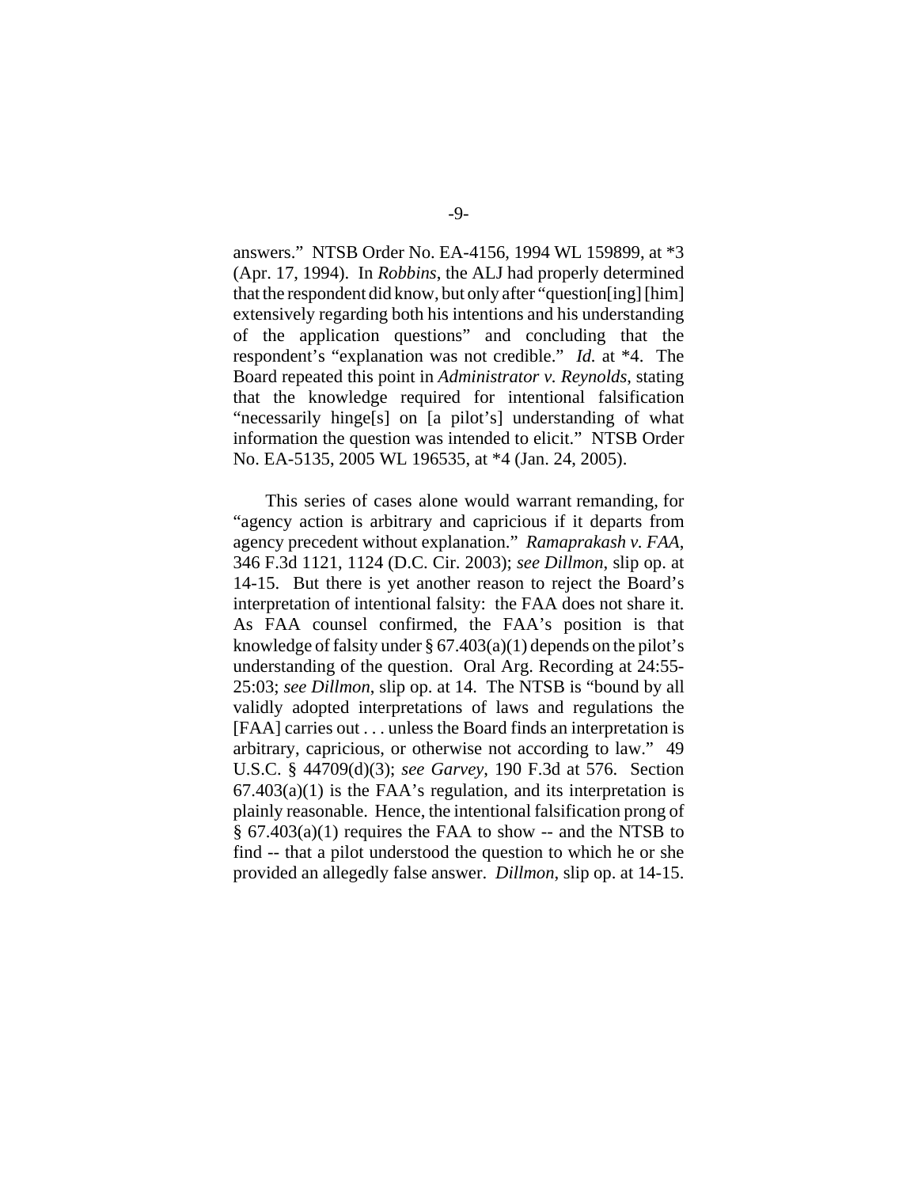answers." NTSB Order No. EA-4156, 1994 WL 159899, at *3 (Apr. 17, 1994). In *Robbins*, the ALJ had properly determined that the respondent did know, but only after "question[ing] [him] extensively regarding both his intentions and his understanding of the application questions" and concluding that the respondent's "explanation was not credible." *Id.* at *4. The Board repeated this point in *Administrator v. Reynolds*, stating that the knowledge required for intentional falsification "necessarily hinge[s] on [a pilot's] understanding of what information the question was intended to elicit." NTSB Order No. EA-5135, 2005 WL 196535, at *4 (Jan. 24, 2005).

This series of cases alone would warrant remanding, for "agency action is arbitrary and capricious if it departs from agency precedent without explanation." *Ramaprakash v. FAA*, 346 F.3d 1121, 1124 (D.C. Cir. 2003); *see Dillmon*, slip op. at 14-15. But there is yet another reason to reject the Board's interpretation of intentional falsity: the FAA does not share it. As FAA counsel confirmed, the FAA's position is that knowledge of falsity under § 67.403(a)(1) depends on the pilot's understanding of the question. Oral Arg. Recording at 24:55-25:03; *see Dillmon*, slip op. at 14. The NTSB is "bound by all validly adopted interpretations of laws and regulations the [FAA] carries out . . . unless the Board finds an interpretation is arbitrary, capricious, or otherwise not according to law." 49 U.S.C. § 44709(d)(3); *see Garvey*, 190 F.3d at 576. Section 67.403(a)(1) is the FAA's regulation, and its interpretation is plainly reasonable. Hence, the intentional falsification prong of § 67.403(a)(1) requires the FAA to show -- and the NTSB to find -- that a pilot understood the question to which he or she provided an allegedly false answer. *Dillmon*, slip op. at 14-15.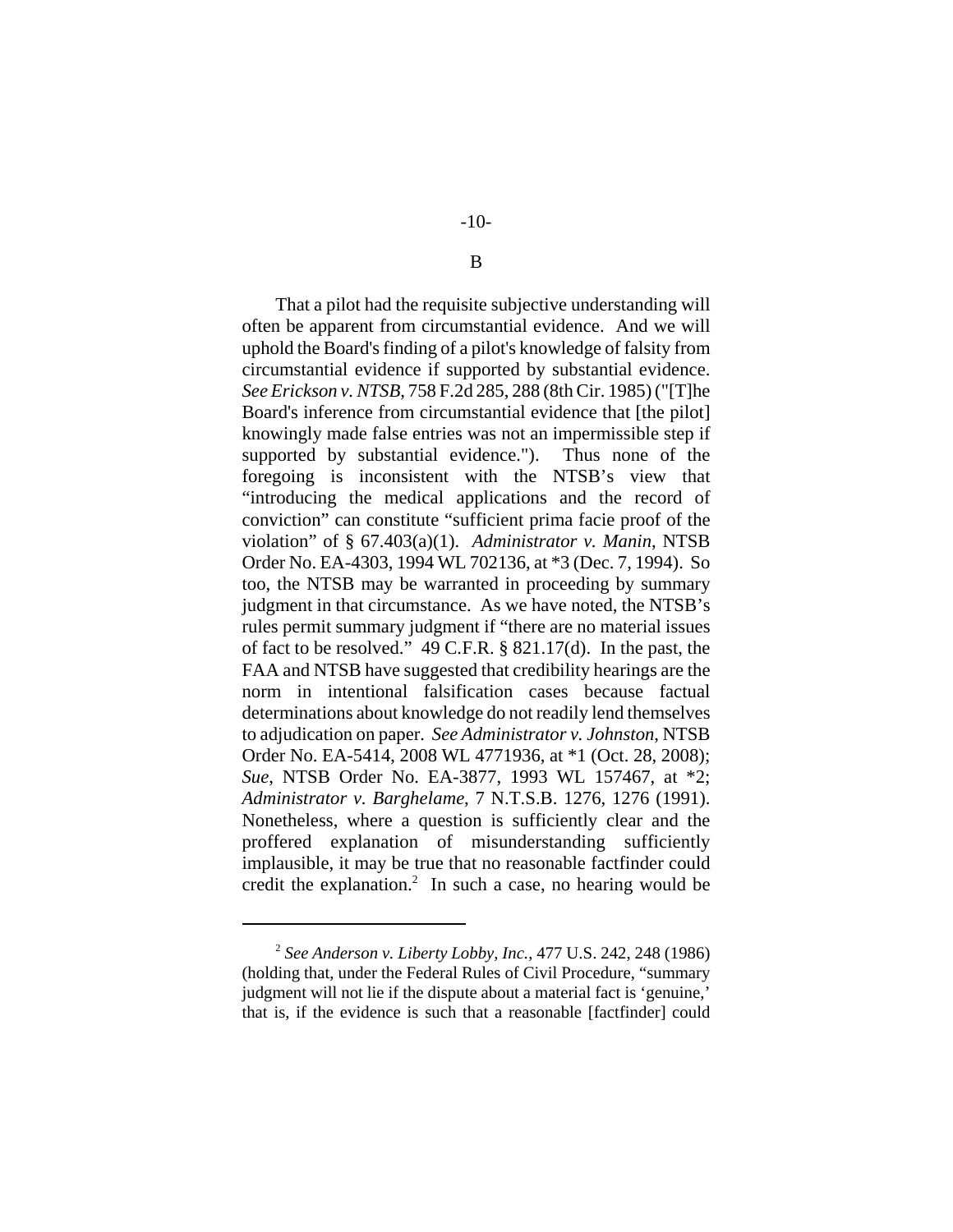## B

That a pilot had the requisite subjective understanding will often be apparent from circumstantial evidence. And we will uphold the Board's finding of a pilot's knowledge of falsity from circumstantial evidence if supported by substantial evidence. *See Erickson v. NTSB*, 758 F.2d 285, 288 (8th Cir. 1985) ("[T]he Board's inference from circumstantial evidence that [the pilot] knowingly made false entries was not an impermissible step if supported by substantial evidence."). Thus none of the foregoing is inconsistent with the NTSB's view that "introducing the medical applications and the record of conviction" can constitute "sufficient prima facie proof of the violation" of § 67.403(a)(1). *Administrator v. Manin*, NTSB Order No. EA-4303, 1994 WL 702136, at *3 (Dec. 7, 1994). So too, the NTSB may be warranted in proceeding by summary judgment in that circumstance. As we have noted, the NTSB's rules permit summary judgment if "there are no material issues of fact to be resolved." 49 C.F.R. § 821.17(d). In the past, the FAA and NTSB have suggested that credibility hearings are the norm in intentional falsification cases because factual determinations about knowledge do not readily lend themselves to adjudication on paper. *See Administrator v. Johnston*, NTSB Order No. EA-5414, 2008 WL 4771936, at *1 (Oct. 28, 2008); *Sue*, NTSB Order No. EA-3877, 1993 WL 157467, at *2; *Administrator v. Barghelame*, 7 N.T.S.B. 1276, 1276 (1991). Nonetheless, where a question is sufficiently clear and the proffered explanation of misunderstanding sufficiently implausible, it may be true that no reasonable factfinder could credit the explanation.[2] In such a case, no hearing would be

---

[2] *See Anderson v. Liberty Lobby, Inc.*, 477 U.S. 242, 248 (1986) (holding that, under the Federal Rules of Civil Procedure, "summary judgment will not lie if the dispute about a material fact is 'genuine,' that is, if the evidence is such that a reasonable [factfinder] could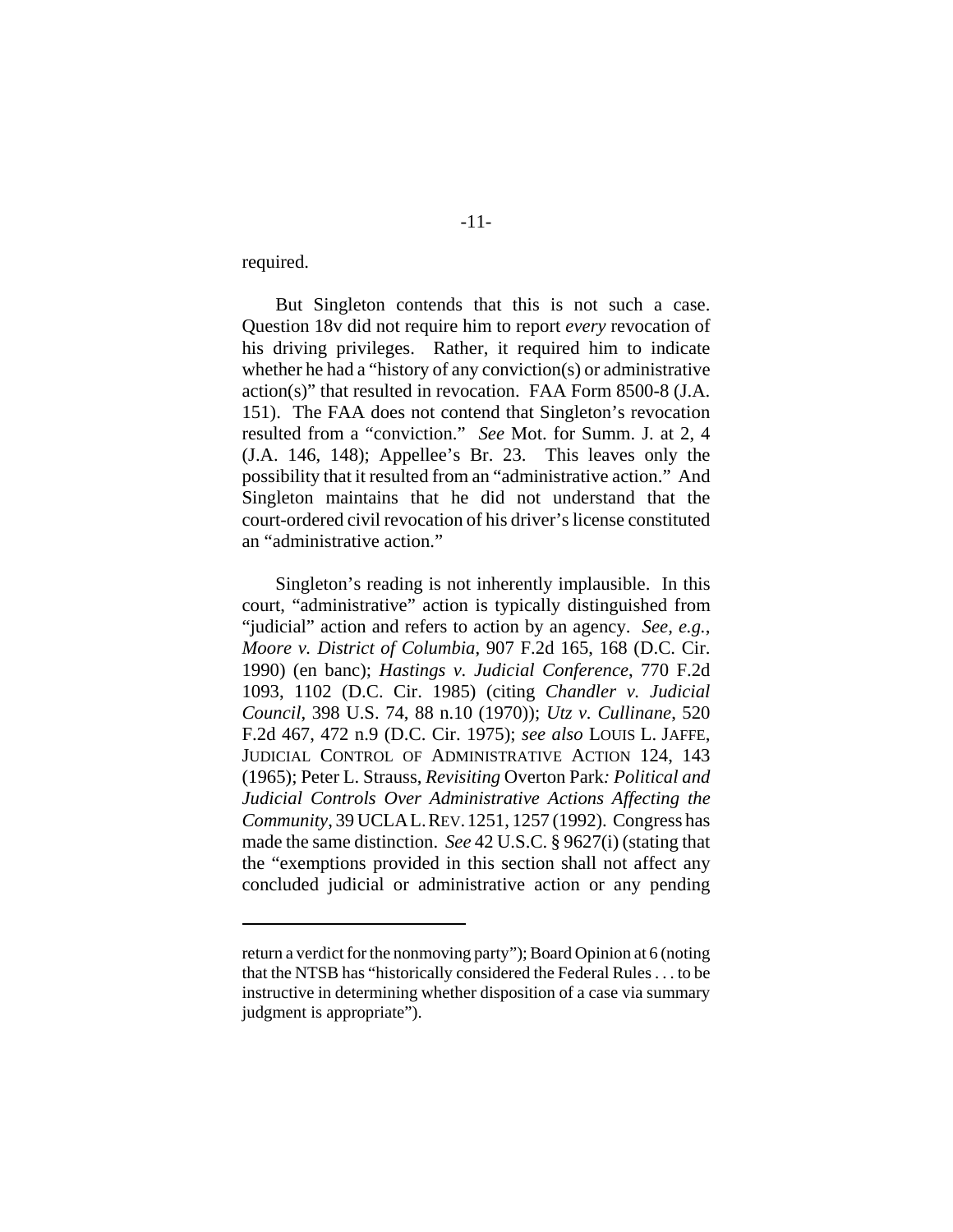required.

But Singleton contends that this is not such a case. Question 18v did not require him to report *every* revocation of his driving privileges. Rather, it required him to indicate whether he had a "history of any conviction(s) or administrative action(s)" that resulted in revocation. FAA Form 8500-8 (J.A. 151). The FAA does not contend that Singleton's revocation resulted from a "conviction." *See* Mot. for Summ. J. at 2, 4 (J.A. 146, 148); Appellee's Br. 23. This leaves only the possibility that it resulted from an "administrative action." And Singleton maintains that he did not understand that the court-ordered civil revocation of his driver's license constituted an "administrative action."

Singleton's reading is not inherently implausible. In this court, "administrative" action is typically distinguished from "judicial" action and refers to action by an agency. *See, e.g.*, *Moore v. District of Columbia*, 907 F.2d 165, 168 (D.C. Cir. 1990) (en banc); *Hastings v. Judicial Conference*, 770 F.2d 1093, 1102 (D.C. Cir. 1985) (citing *Chandler v. Judicial Council*, 398 U.S. 74, 88 n.10 (1970)); *Utz v. Cullinane*, 520 F.2d 467, 472 n.9 (D.C. Cir. 1975); *see also* LOUIS L. JAFFE, JUDICIAL CONTROL OF ADMINISTRATIVE ACTION 124, 143 (1965); Peter L. Strauss, *Revisiting* Overton Park*: Political and Judicial Controls Over Administrative Actions Affecting the Community*, 39 UCLA L. REV. 1251, 1257 (1992). Congress has made the same distinction. *See* 42 U.S.C. § 9627(i) (stating that the "exemptions provided in this section shall not affect any concluded judicial or administrative action or any pending

---

return a verdict for the nonmoving party"); Board Opinion at 6 (noting that the NTSB has "historically considered the Federal Rules . . . to be instructive in determining whether disposition of a case via summary judgment is appropriate").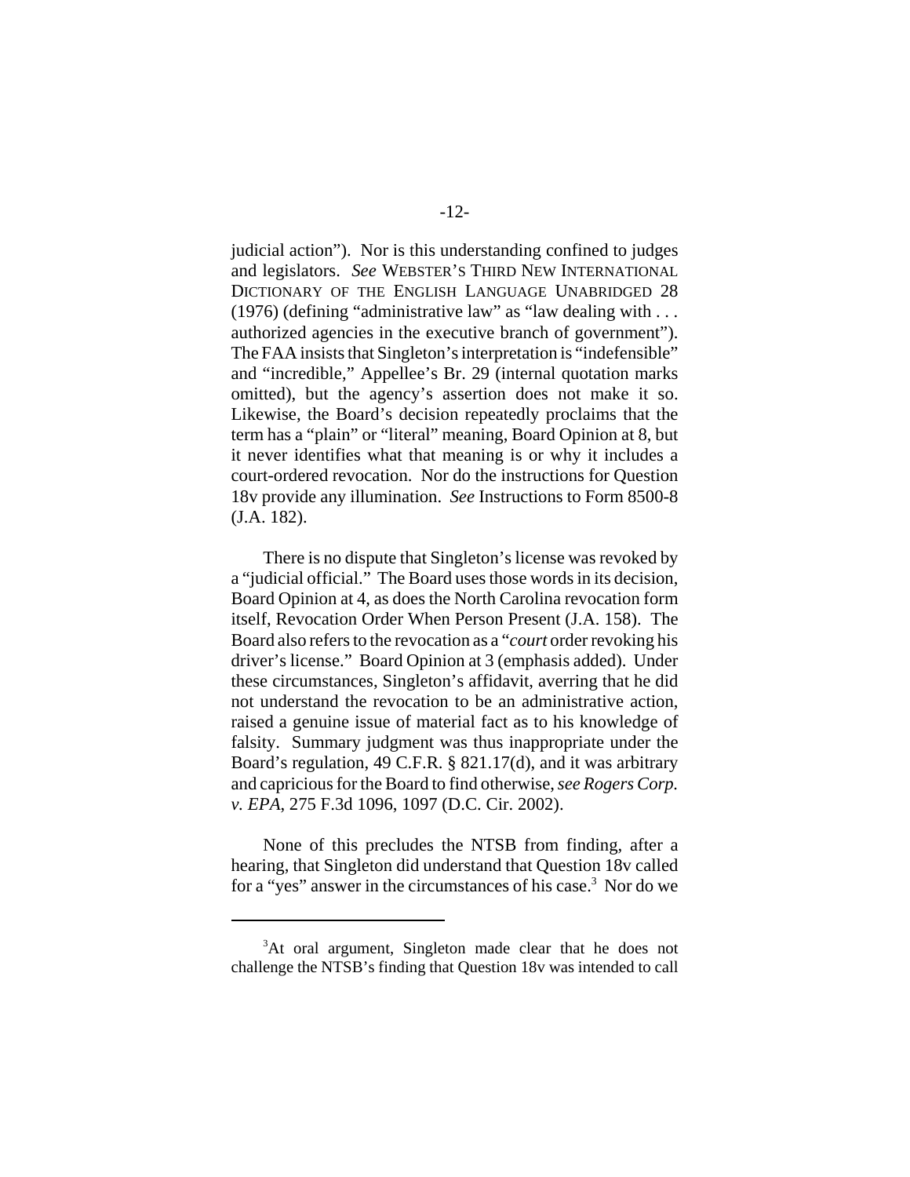judicial action"). Nor is this understanding confined to judges and legislators. *See* WEBSTER'S THIRD NEW INTERNATIONAL DICTIONARY OF THE ENGLISH LANGUAGE UNABRIDGED 28 (1976) (defining "administrative law" as "law dealing with . . . authorized agencies in the executive branch of government"). The FAA insists that Singleton's interpretation is "indefensible" and "incredible," Appellee's Br. 29 (internal quotation marks omitted), but the agency's assertion does not make it so. Likewise, the Board's decision repeatedly proclaims that the term has a "plain" or "literal" meaning, Board Opinion at 8, but it never identifies what that meaning is or why it includes a court-ordered revocation. Nor do the instructions for Question 18v provide any illumination. *See* Instructions to Form 8500-8 (J.A. 182).

There is no dispute that Singleton's license was revoked by a "judicial official." The Board uses those words in its decision, Board Opinion at 4, as does the North Carolina revocation form itself, Revocation Order When Person Present (J.A. 158). The Board also refers to the revocation as a "*court* order revoking his driver's license." Board Opinion at 3 (emphasis added). Under these circumstances, Singleton's affidavit, averring that he did not understand the revocation to be an administrative action, raised a genuine issue of material fact as to his knowledge of falsity. Summary judgment was thus inappropriate under the Board's regulation, 49 C.F.R. § 821.17(d), and it was arbitrary and capricious for the Board to find otherwise, *see Rogers Corp. v. EPA*, 275 F.3d 1096, 1097 (D.C. Cir. 2002).

None of this precludes the NTSB from finding, after a hearing, that Singleton did understand that Question 18v called for a "yes" answer in the circumstances of his case.[3] Nor do we

---

[3]At oral argument, Singleton made clear that he does not challenge the NTSB's finding that Question 18v was intended to call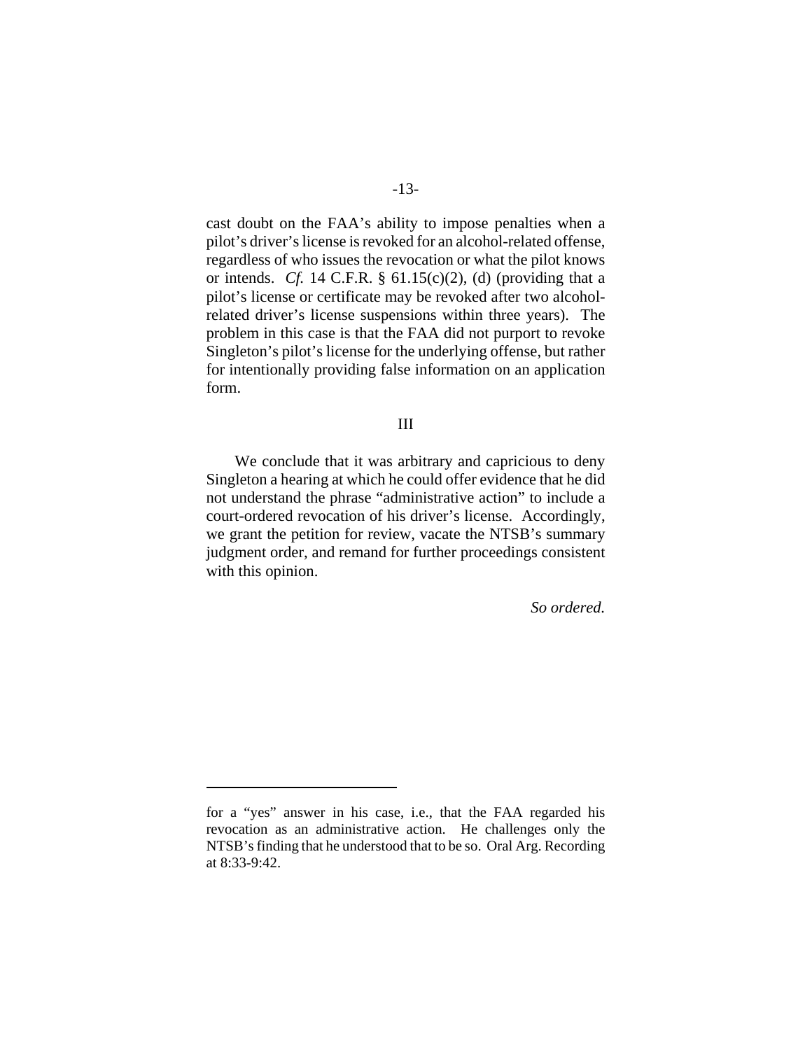cast doubt on the FAA's ability to impose penalties when a pilot's driver's license is revoked for an alcohol-related offense, regardless of who issues the revocation or what the pilot knows or intends. *Cf.* 14 C.F.R. § 61.15(c)(2), (d) (providing that a pilot's license or certificate may be revoked after two alcohol-related driver's license suspensions within three years). The problem in this case is that the FAA did not purport to revoke Singleton's pilot's license for the underlying offense, but rather for intentionally providing false information on an application form.

## III

We conclude that it was arbitrary and capricious to deny Singleton a hearing at which he could offer evidence that he did not understand the phrase "administrative action" to include a court-ordered revocation of his driver's license. Accordingly, we grant the petition for review, vacate the NTSB's summary judgment order, and remand for further proceedings consistent with this opinion.

*So ordered.*

---

for a "yes" answer in his case, i.e., that the FAA regarded his revocation as an administrative action. He challenges only the NTSB's finding that he understood that to be so. Oral Arg. Recording at 8:33-9:42.